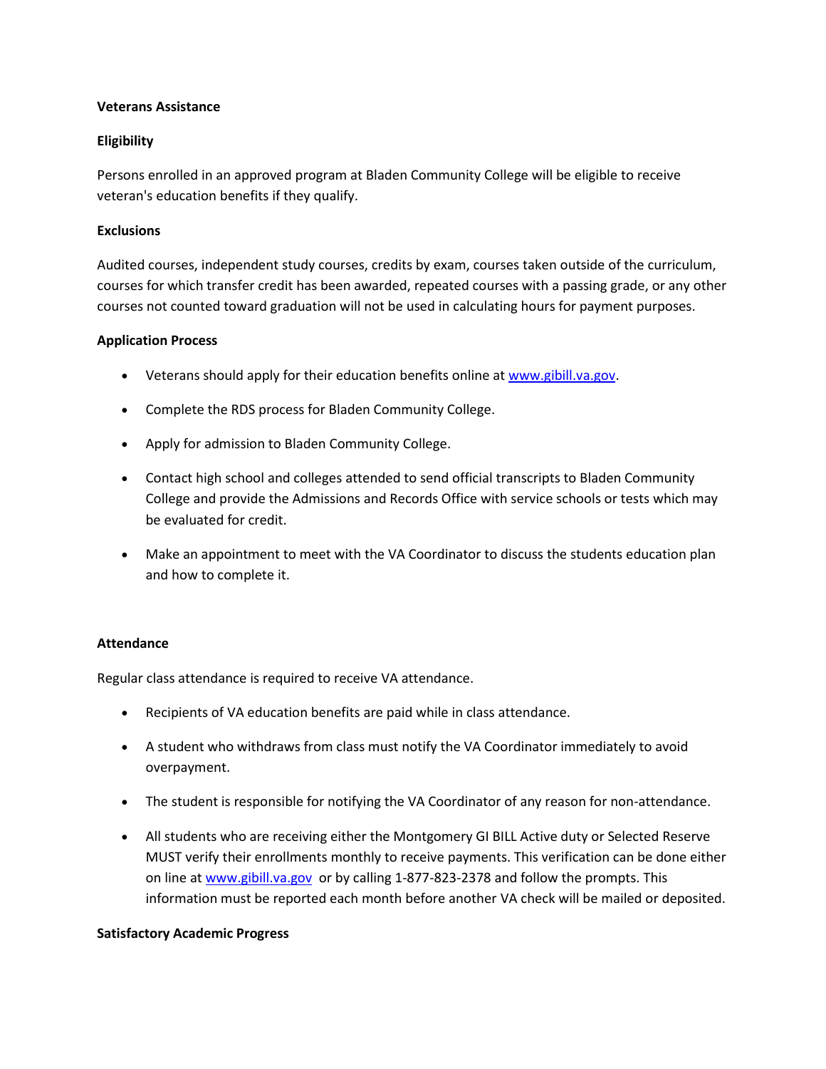**Veterans Assistance**

**Eligibility**

Persons enrolled in an approved program at Bladen Community College will be eligible to receive veteran's education benefits if they qualify.

**Exclusions**

Audited courses, independent study courses, credits by exam, courses taken outside of the curriculum, courses for which transfer credit has been awarded, repeated courses with a passing grade, or any other courses not counted toward graduation will not be used in calculating hours for payment purposes.

**Application Process**

- Veterans should apply for their education benefits online at [www.gibill.va.gov](http://www.gibill.va.gov).
- Complete the RDS process for Bladen Community College.
- Apply for admission to Bladen Community College.
- Contact high school and colleges attended to send official transcripts to Bladen Community College and provide the Admissions and Records Office with service schools or tests which may be evaluated for credit.
- Make an appointment to meet with the VA Coordinator to discuss the students education plan and how to complete it.

**Attendance**

Regular class attendance is required to receive VA attendance.

- Recipients of VA education benefits are paid while in class attendance.
- A student who withdraws from class must notify the VA Coordinator immediately to avoid overpayment.
- The student is responsible for notifying the VA Coordinator of any reason for non-attendance.
- All students who are receiving either the Montgomery GI BILL Active duty or Selected Reserve MUST verify their enrollments monthly to receive payments. This verification can be done either on line at [www.gibill.va.gov](http://www.gibill.va.gov) or by calling 1-877-823-2378 and follow the prompts. This information must be reported each month before another VA check will be mailed or deposited.

**Satisfactory Academic Progress**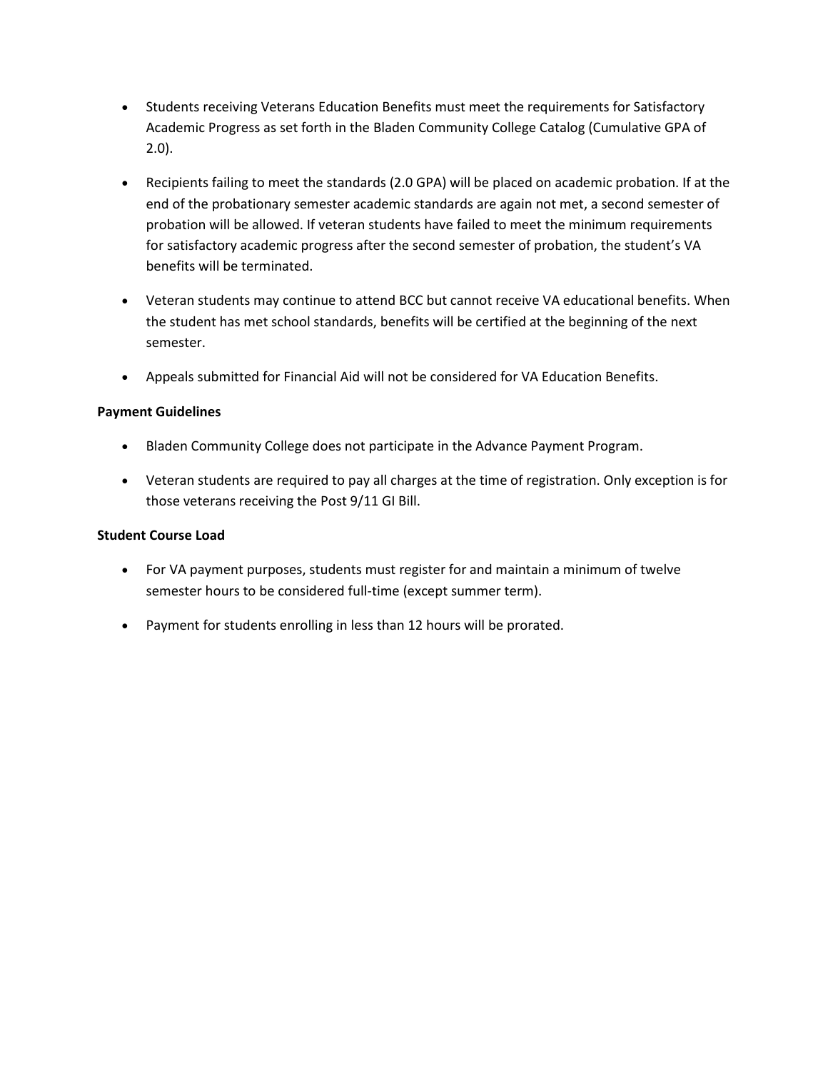- Students receiving Veterans Education Benefits must meet the requirements for Satisfactory Academic Progress as set forth in the Bladen Community College Catalog (Cumulative GPA of 2.0).
- Recipients failing to meet the standards (2.0 GPA) will be placed on academic probation. If at the end of the probationary semester academic standards are again not met, a second semester of probation will be allowed. If veteran students have failed to meet the minimum requirements for satisfactory academic progress after the second semester of probation, the student's VA benefits will be terminated.
- Veteran students may continue to attend BCC but cannot receive VA educational benefits. When the student has met school standards, benefits will be certified at the beginning of the next semester.
- Appeals submitted for Financial Aid will not be considered for VA Education Benefits.

**Payment Guidelines**

- Bladen Community College does not participate in the Advance Payment Program.
- Veteran students are required to pay all charges at the time of registration. Only exception is for those veterans receiving the Post 9/11 GI Bill.

**Student Course Load**

- For VA payment purposes, students must register for and maintain a minimum of twelve semester hours to be considered full-time (except summer term).
- Payment for students enrolling in less than 12 hours will be prorated.